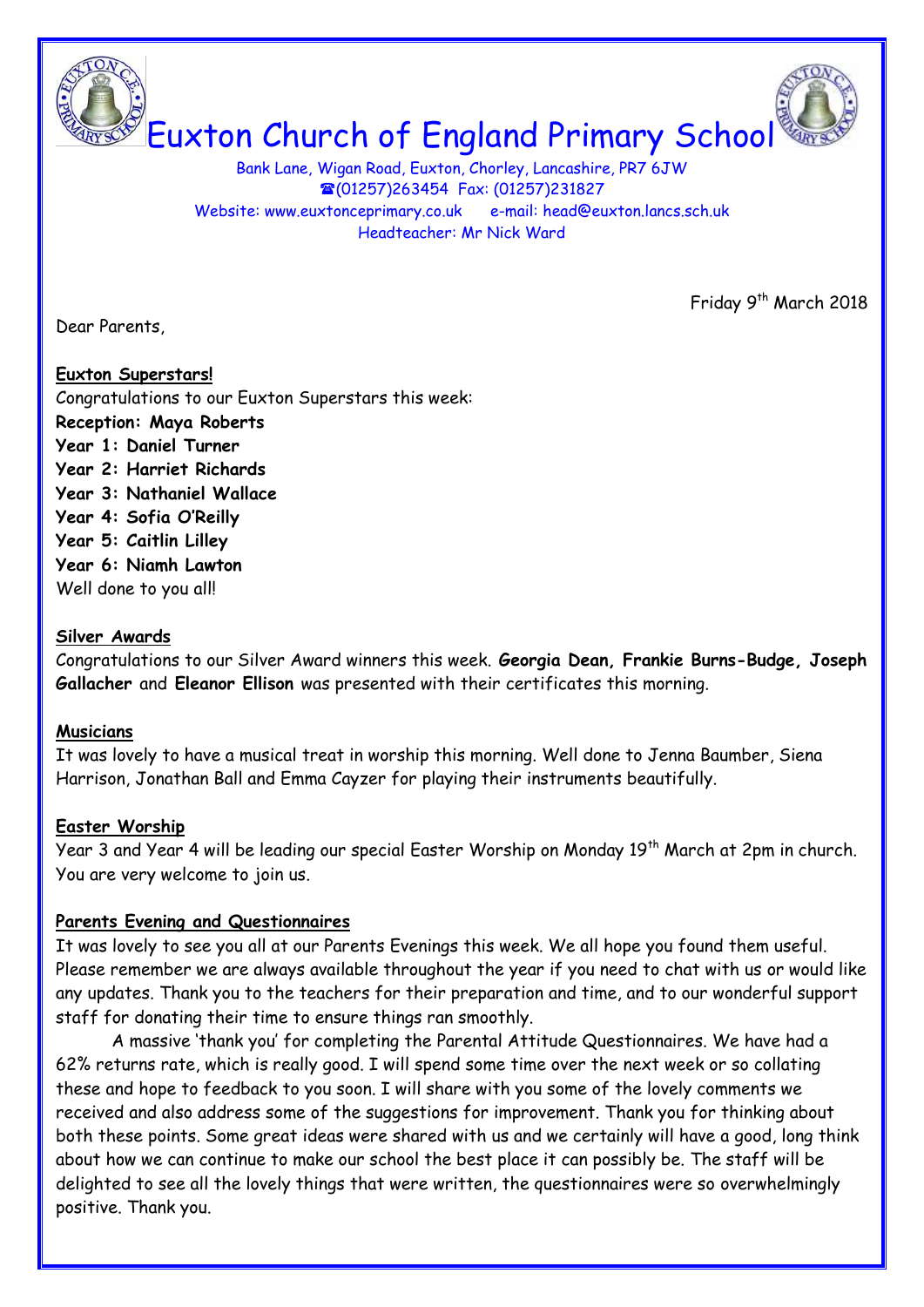# Euxton Church of England Primary School

Bank Lane, Wigan Road, Euxton, Chorley, Lancashire, PR7 6JW
☎(01257)263454 Fax: (01257)231827
Website: www.euxtonceprimary.co.uk e-mail: head@euxton.lancs.sch.uk
Headteacher: Mr Nick Ward

Friday 9th March 2018

Dear Parents,

**Euxton Superstars!**

Congratulations to our Euxton Superstars this week:

**Reception: Maya Roberts**
**Year 1: Daniel Turner**
**Year 2: Harriet Richards**
**Year 3: Nathaniel Wallace**
**Year 4: Sofia O'Reilly**
**Year 5: Caitlin Lilley**
**Year 6: Niamh Lawton**

Well done to you all!

**Silver Awards**

Congratulations to our Silver Award winners this week. **Georgia Dean, Frankie Burns-Budge, Joseph Gallacher** and **Eleanor Ellison** was presented with their certificates this morning.

**Musicians**

It was lovely to have a musical treat in worship this morning. Well done to Jenna Baumber, Siena Harrison, Jonathan Ball and Emma Cayzer for playing their instruments beautifully.

**Easter Worship**

Year 3 and Year 4 will be leading our special Easter Worship on Monday 19th March at 2pm in church. You are very welcome to join us.

**Parents Evening and Questionnaires**

It was lovely to see you all at our Parents Evenings this week. We all hope you found them useful. Please remember we are always available throughout the year if you need to chat with us or would like any updates. Thank you to the teachers for their preparation and time, and to our wonderful support staff for donating their time to ensure things ran smoothly.

A massive 'thank you' for completing the Parental Attitude Questionnaires. We have had a 62% returns rate, which is really good. I will spend some time over the next week or so collating these and hope to feedback to you soon. I will share with you some of the lovely comments we received and also address some of the suggestions for improvement. Thank you for thinking about both these points. Some great ideas were shared with us and we certainly will have a good, long think about how we can continue to make our school the best place it can possibly be. The staff will be delighted to see all the lovely things that were written, the questionnaires were so overwhelmingly positive. Thank you.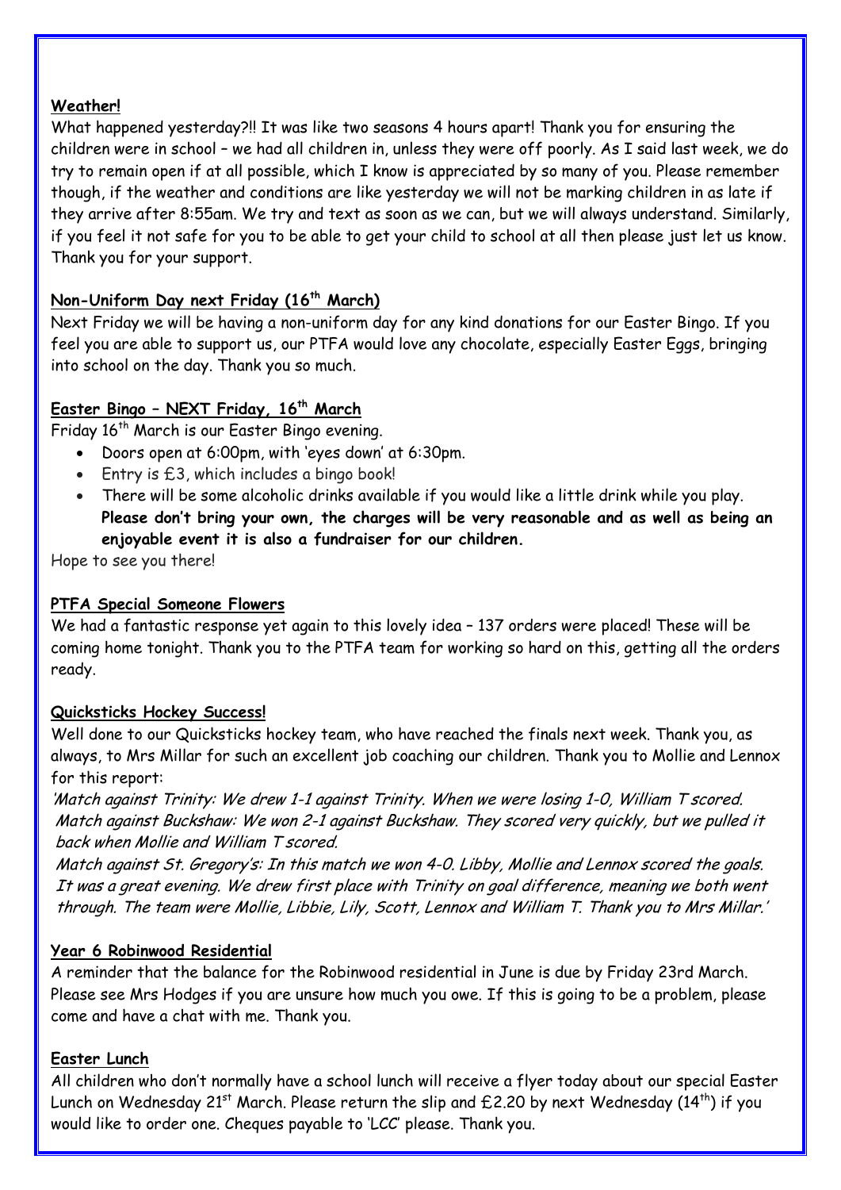**Weather!**

What happened yesterday?!! It was like two seasons 4 hours apart! Thank you for ensuring the children were in school – we had all children in, unless they were off poorly. As I said last week, we do try to remain open if at all possible, which I know is appreciated by so many of you. Please remember though, if the weather and conditions are like yesterday we will not be marking children in as late if they arrive after 8:55am. We try and text as soon as we can, but we will always understand. Similarly, if you feel it not safe for you to be able to get your child to school at all then please just let us know. Thank you for your support.

**Non-Uniform Day next Friday (16th March)**

Next Friday we will be having a non-uniform day for any kind donations for our Easter Bingo. If you feel you are able to support us, our PTFA would love any chocolate, especially Easter Eggs, bringing into school on the day. Thank you so much.

**Easter Bingo – NEXT Friday, 16th March**

Friday 16th March is our Easter Bingo evening.

- Doors open at 6:00pm, with 'eyes down' at 6:30pm.
- Entry is £3, which includes a bingo book!
- There will be some alcoholic drinks available if you would like a little drink while you play. **Please don't bring your own, the charges will be very reasonable and as well as being an enjoyable event it is also a fundraiser for our children.**

Hope to see you there!

**PTFA Special Someone Flowers**

We had a fantastic response yet again to this lovely idea – 137 orders were placed! These will be coming home tonight. Thank you to the PTFA team for working so hard on this, getting all the orders ready.

**Quicksticks Hockey Success!**

Well done to our Quicksticks hockey team, who have reached the finals next week. Thank you, as always, to Mrs Millar for such an excellent job coaching our children. Thank you to Mollie and Lennox for this report:

*'Match against Trinity: We drew 1-1 against Trinity. When we were losing 1-0, William T scored.*
*Match against Buckshaw: We won 2-1 against Buckshaw. They scored very quickly, but we pulled it back when Mollie and William T scored.*
*Match against St. Gregory's: In this match we won 4-0. Libby, Mollie and Lennox scored the goals. It was a great evening. We drew first place with Trinity on goal difference, meaning we both went through. The team were Mollie, Libbie, Lily, Scott, Lennox and William T. Thank you to Mrs Millar.'*

**Year 6 Robinwood Residential**

A reminder that the balance for the Robinwood residential in June is due by Friday 23rd March. Please see Mrs Hodges if you are unsure how much you owe. If this is going to be a problem, please come and have a chat with me. Thank you.

**Easter Lunch**

All children who don't normally have a school lunch will receive a flyer today about our special Easter Lunch on Wednesday 21st March. Please return the slip and £2.20 by next Wednesday (14th) if you would like to order one. Cheques payable to 'LCC' please. Thank you.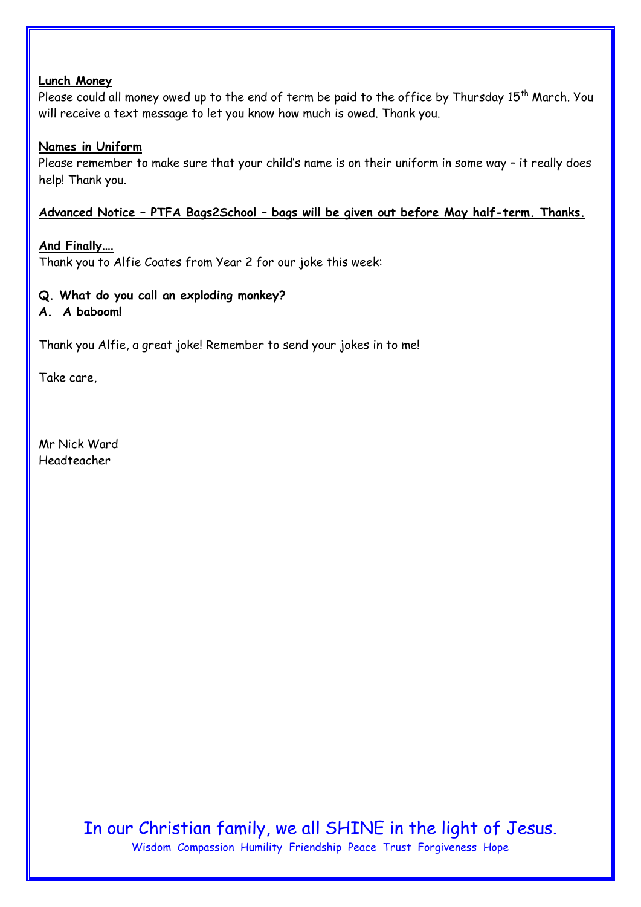**Lunch Money**

Please could all money owed up to the end of term be paid to the office by Thursday 15th March. You will receive a text message to let you know how much is owed. Thank you.

**Names in Uniform**

Please remember to make sure that your child's name is on their uniform in some way – it really does help! Thank you.

**Advanced Notice – PTFA Bags2School – bags will be given out before May half-term. Thanks.**

**And Finally….**

Thank you to Alfie Coates from Year 2 for our joke this week:

**Q. What do you call an exploding monkey?**
**A. A baboom!**

Thank you Alfie, a great joke! Remember to send your jokes in to me!

Take care,

Mr Nick Ward
Headteacher

In our Christian family, we all SHINE in the light of Jesus.
Wisdom Compassion Humility Friendship Peace Trust Forgiveness Hope